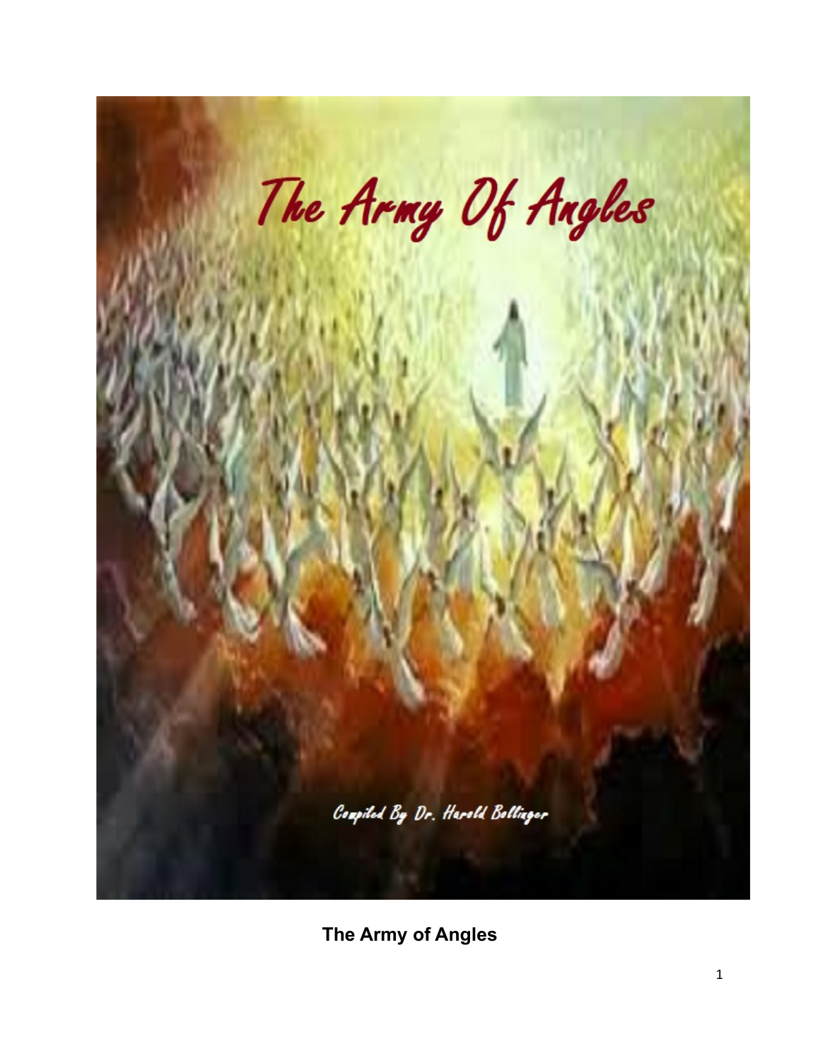# The Army Of Angles

Compiled By Dr. Harold Bollinger

**The Army of Angles**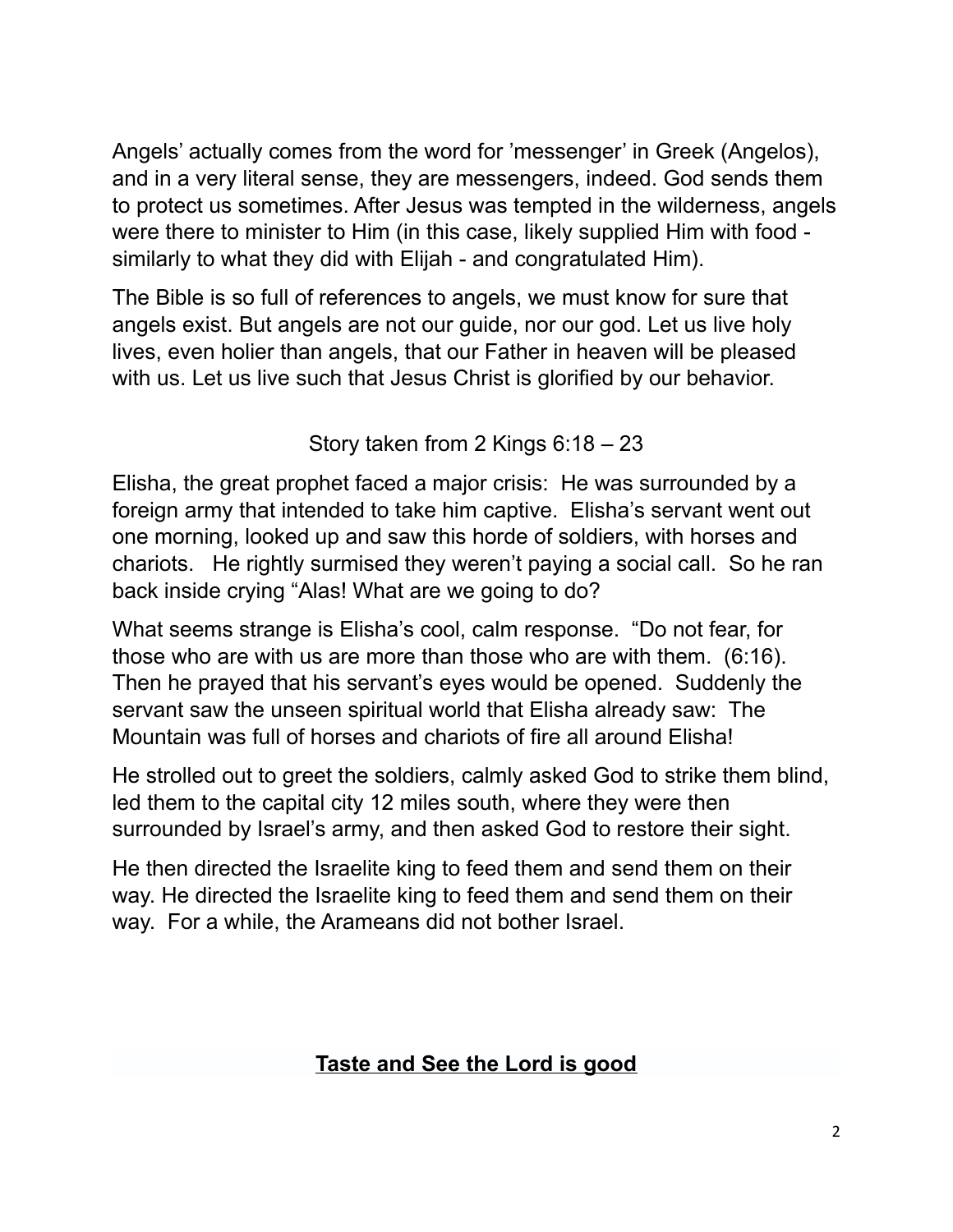Angels' actually comes from the word for 'messenger' in Greek (Angelos), and in a very literal sense, they are messengers, indeed. God sends them to protect us sometimes. After Jesus was tempted in the wilderness, angels were there to minister to Him (in this case, likely supplied Him with food - similarly to what they did with Elijah - and congratulated Him).

The Bible is so full of references to angels, we must know for sure that angels exist. But angels are not our guide, nor our god. Let us live holy lives, even holier than angels, that our Father in heaven will be pleased with us. Let us live such that Jesus Christ is glorified by our behavior.

Story taken from 2 Kings 6:18 – 23

Elisha, the great prophet faced a major crisis: He was surrounded by a foreign army that intended to take him captive. Elisha's servant went out one morning, looked up and saw this horde of soldiers, with horses and chariots. He rightly surmised they weren't paying a social call. So he ran back inside crying "Alas! What are we going to do?

What seems strange is Elisha's cool, calm response. "Do not fear, for those who are with us are more than those who are with them. (6:16). Then he prayed that his servant's eyes would be opened. Suddenly the servant saw the unseen spiritual world that Elisha already saw: The Mountain was full of horses and chariots of fire all around Elisha!

He strolled out to greet the soldiers, calmly asked God to strike them blind, led them to the capital city 12 miles south, where they were then surrounded by Israel's army, and then asked God to restore their sight.

He then directed the Israelite king to feed them and send them on their way. He directed the Israelite king to feed them and send them on their way. For a while, the Arameans did not bother Israel.

**<u>Taste and See the Lord is good</u>**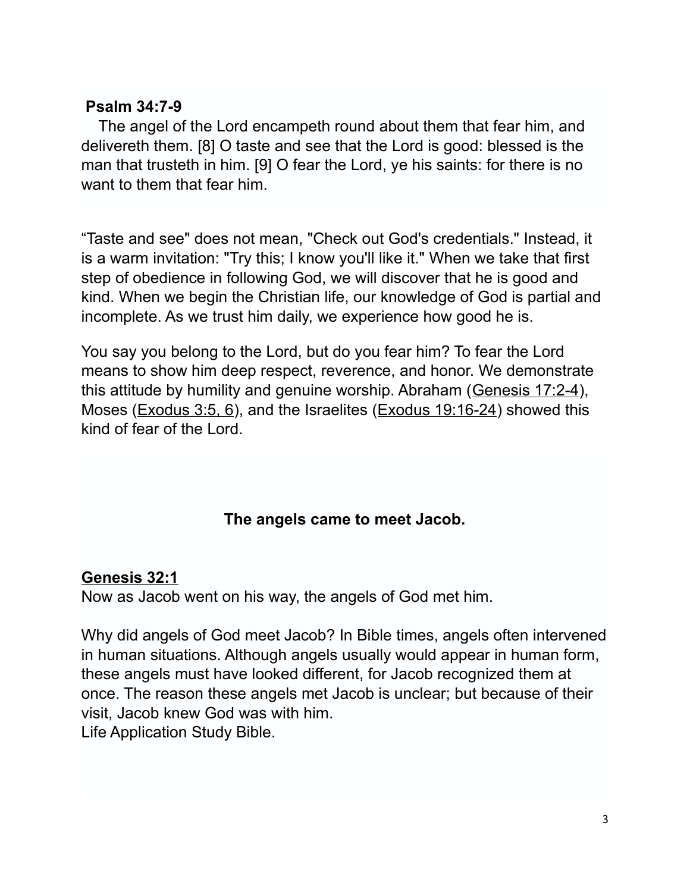**Psalm 34:7-9**

The angel of the Lord encampeth round about them that fear him, and delivereth them. [8] O taste and see that the Lord is good: blessed is the man that trusteth in him. [9] O fear the Lord, ye his saints: for there is no want to them that fear him.

“Taste and see" does not mean, "Check out God's credentials." Instead, it is a warm invitation: "Try this; I know you'll like it." When we take that first step of obedience in following God, we will discover that he is good and kind. When we begin the Christian life, our knowledge of God is partial and incomplete. As we trust him daily, we experience how good he is.

You say you belong to the Lord, but do you fear him? To fear the Lord means to show him deep respect, reverence, and honor. We demonstrate this attitude by humility and genuine worship. Abraham (Genesis 17:2-4), Moses (Exodus 3:5, 6), and the Israelites (Exodus 19:16-24) showed this kind of fear of the Lord.

**The angels came to meet Jacob.**

**Genesis 32:1**

Now as Jacob went on his way, the angels of God met him.

Why did angels of God meet Jacob? In Bible times, angels often intervened in human situations. Although angels usually would appear in human form, these angels must have looked different, for Jacob recognized them at once. The reason these angels met Jacob is unclear; but because of their visit, Jacob knew God was with him.
Life Application Study Bible.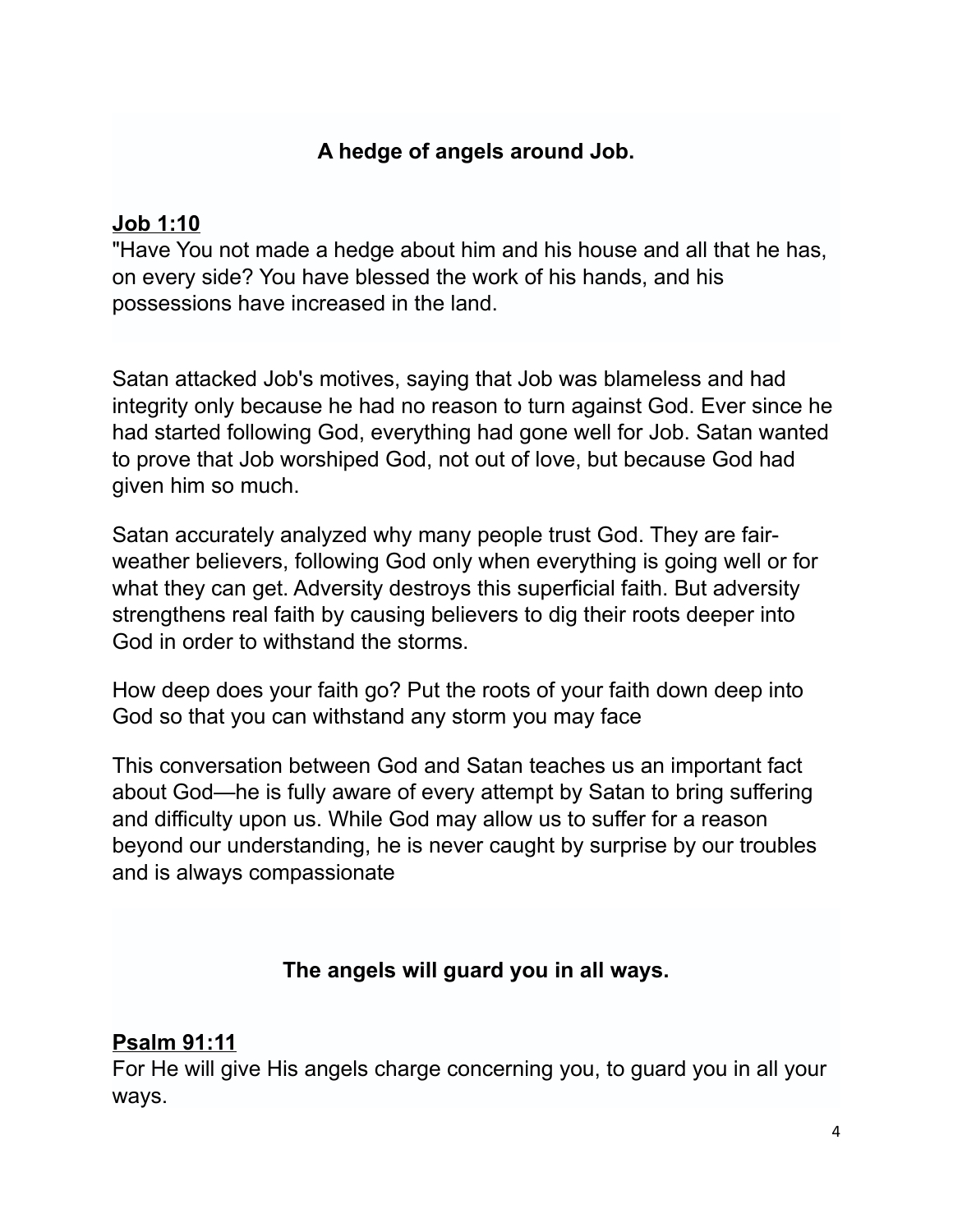**A hedge of angels around Job.**

**<u>Job 1:10</u>**

"Have You not made a hedge about him and his house and all that he has, on every side? You have blessed the work of his hands, and his possessions have increased in the land.

Satan attacked Job's motives, saying that Job was blameless and had integrity only because he had no reason to turn against God. Ever since he had started following God, everything had gone well for Job. Satan wanted to prove that Job worshiped God, not out of love, but because God had given him so much.

Satan accurately analyzed why many people trust God. They are fair-weather believers, following God only when everything is going well or for what they can get. Adversity destroys this superficial faith. But adversity strengthens real faith by causing believers to dig their roots deeper into God in order to withstand the storms.

How deep does your faith go? Put the roots of your faith down deep into God so that you can withstand any storm you may face

This conversation between God and Satan teaches us an important fact about God—he is fully aware of every attempt by Satan to bring suffering and difficulty upon us. While God may allow us to suffer for a reason beyond our understanding, he is never caught by surprise by our troubles and is always compassionate

**The angels will guard you in all ways.**

**<u>Psalm 91:11</u>**

For He will give His angels charge concerning you, to guard you in all your ways.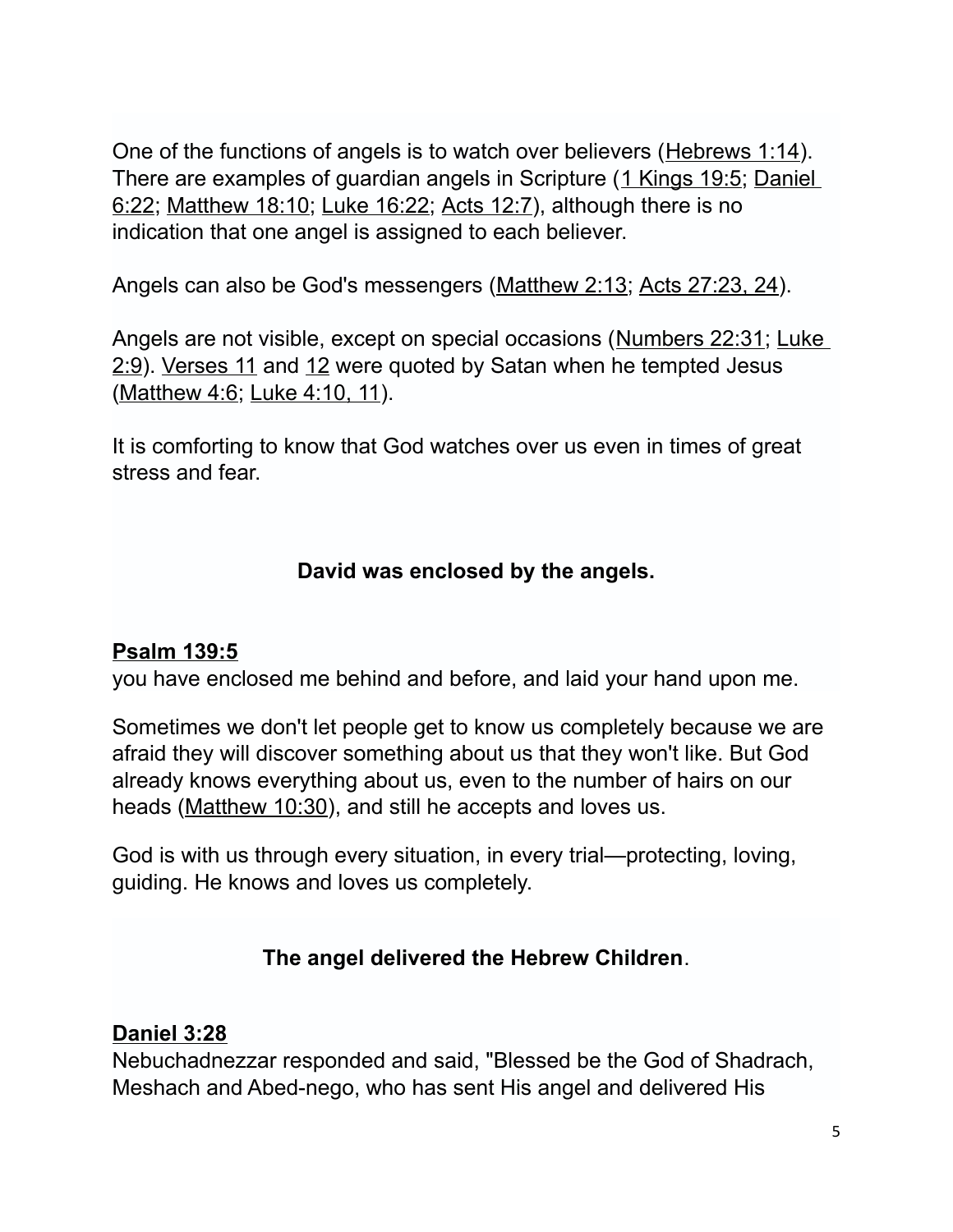One of the functions of angels is to watch over believers (Hebrews 1:14). There are examples of guardian angels in Scripture (1 Kings 19:5; Daniel 6:22; Matthew 18:10; Luke 16:22; Acts 12:7), although there is no indication that one angel is assigned to each believer.

Angels can also be God's messengers (Matthew 2:13; Acts 27:23, 24).

Angels are not visible, except on special occasions (Numbers 22:31; Luke 2:9). Verses 11 and 12 were quoted by Satan when he tempted Jesus (Matthew 4:6; Luke 4:10, 11).

It is comforting to know that God watches over us even in times of great stress and fear.

**David was enclosed by the angels.**

**Psalm 139:5**
you have enclosed me behind and before, and laid your hand upon me.

Sometimes we don't let people get to know us completely because we are afraid they will discover something about us that they won't like. But God already knows everything about us, even to the number of hairs on our heads (Matthew 10:30), and still he accepts and loves us.

God is with us through every situation, in every trial—protecting, loving, guiding. He knows and loves us completely.

**The angel delivered the Hebrew Children**.

**Daniel 3:28**
Nebuchadnezzar responded and said, "Blessed be the God of Shadrach, Meshach and Abed-nego, who has sent His angel and delivered His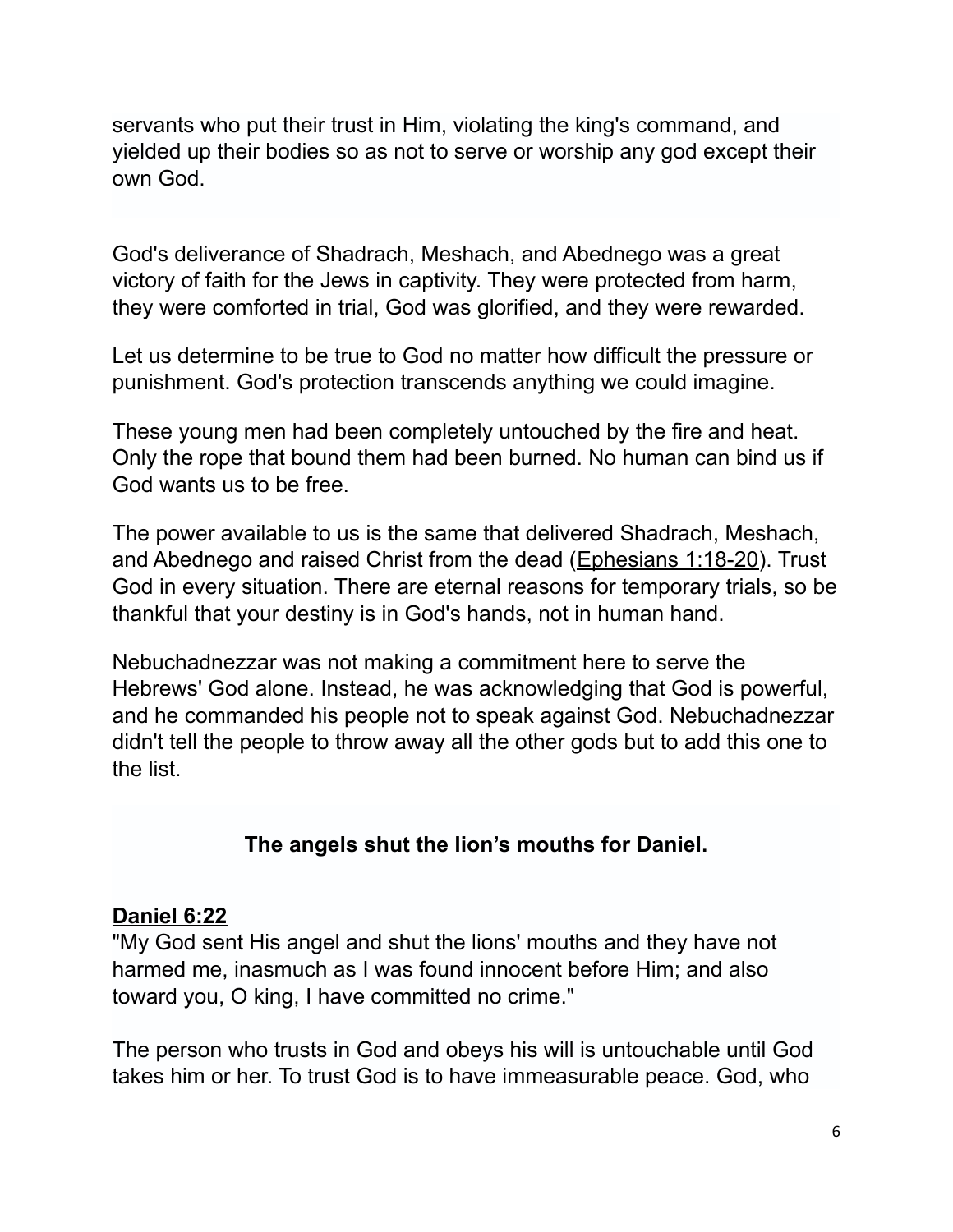servants who put their trust in Him, violating the king's command, and yielded up their bodies so as not to serve or worship any god except their own God.

God's deliverance of Shadrach, Meshach, and Abednego was a great victory of faith for the Jews in captivity. They were protected from harm, they were comforted in trial, God was glorified, and they were rewarded.

Let us determine to be true to God no matter how difficult the pressure or punishment. God's protection transcends anything we could imagine.

These young men had been completely untouched by the fire and heat. Only the rope that bound them had been burned. No human can bind us if God wants us to be free.

The power available to us is the same that delivered Shadrach, Meshach, and Abednego and raised Christ from the dead (Ephesians 1:18-20). Trust God in every situation. There are eternal reasons for temporary trials, so be thankful that your destiny is in God's hands, not in human hand.

Nebuchadnezzar was not making a commitment here to serve the Hebrews' God alone. Instead, he was acknowledging that God is powerful, and he commanded his people not to speak against God. Nebuchadnezzar didn't tell the people to throw away all the other gods but to add this one to the list.

### The angels shut the lion’s mouths for Daniel.

**Daniel 6:22**
"My God sent His angel and shut the lions' mouths and they have not harmed me, inasmuch as I was found innocent before Him; and also toward you, O king, I have committed no crime."

The person who trusts in God and obeys his will is untouchable until God takes him or her. To trust God is to have immeasurable peace. God, who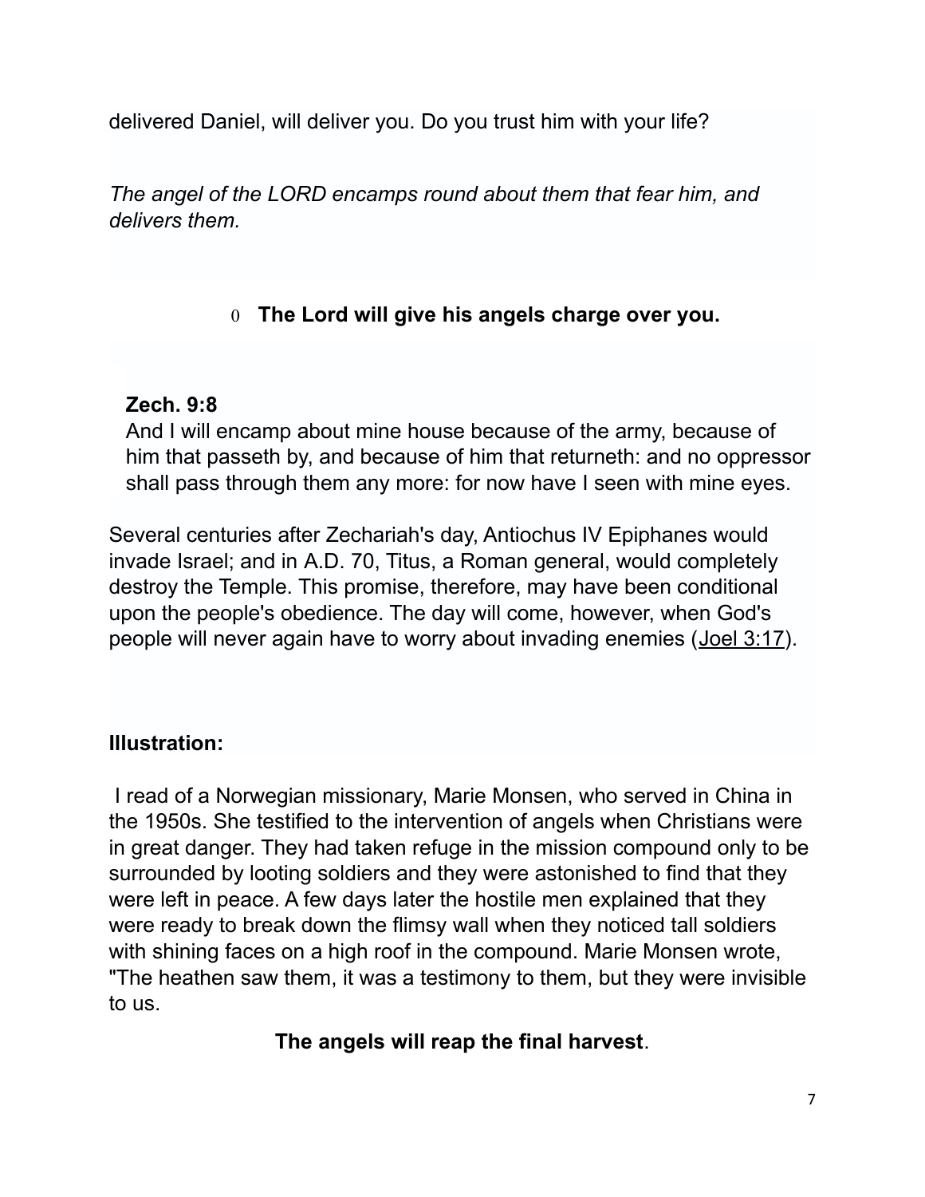delivered Daniel, will deliver you. Do you trust him with your life?

*The angel of the LORD encamps round about them that fear him, and delivers them.*

- **The Lord will give his angels charge over you.**

**Zech. 9:8**
And I will encamp about mine house because of the army, because of him that passeth by, and because of him that returneth: and no oppressor shall pass through them any more: for now have I seen with mine eyes.

Several centuries after Zechariah's day, Antiochus IV Epiphanes would invade Israel; and in A.D. 70, Titus, a Roman general, would completely destroy the Temple. This promise, therefore, may have been conditional upon the people's obedience. The day will come, however, when God's people will never again have to worry about invading enemies (Joel 3:17).

**Illustration:**

I read of a Norwegian missionary, Marie Monsen, who served in China in the 1950s. She testified to the intervention of angels when Christians were in great danger. They had taken refuge in the mission compound only to be surrounded by looting soldiers and they were astonished to find that they were left in peace. A few days later the hostile men explained that they were ready to break down the flimsy wall when they noticed tall soldiers with shining faces on a high roof in the compound. Marie Monsen wrote, "The heathen saw them, it was a testimony to them, but they were invisible to us.

**The angels will reap the final harvest**.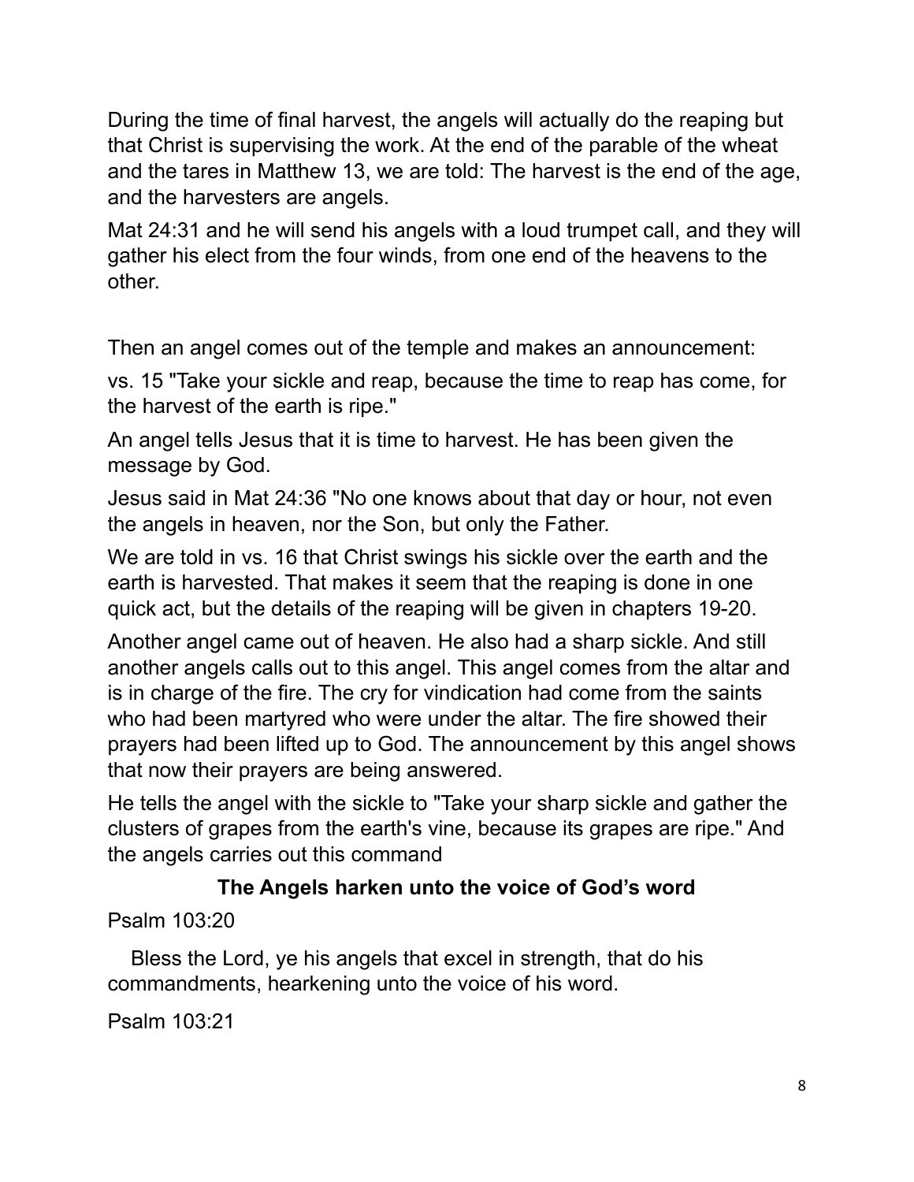During the time of final harvest, the angels will actually do the reaping but that Christ is supervising the work. At the end of the parable of the wheat and the tares in Matthew 13, we are told: The harvest is the end of the age, and the harvesters are angels.

Mat 24:31 and he will send his angels with a loud trumpet call, and they will gather his elect from the four winds, from one end of the heavens to the other.

Then an angel comes out of the temple and makes an announcement:

vs. 15 "Take your sickle and reap, because the time to reap has come, for the harvest of the earth is ripe."

An angel tells Jesus that it is time to harvest. He has been given the message by God.

Jesus said in Mat 24:36 "No one knows about that day or hour, not even the angels in heaven, nor the Son, but only the Father.

We are told in vs. 16 that Christ swings his sickle over the earth and the earth is harvested. That makes it seem that the reaping is done in one quick act, but the details of the reaping will be given in chapters 19-20.

Another angel came out of heaven. He also had a sharp sickle. And still another angels calls out to this angel. This angel comes from the altar and is in charge of the fire. The cry for vindication had come from the saints who had been martyred who were under the altar. The fire showed their prayers had been lifted up to God. The announcement by this angel shows that now their prayers are being answered.

He tells the angel with the sickle to "Take your sharp sickle and gather the clusters of grapes from the earth's vine, because its grapes are ripe." And the angels carries out this command

**The Angels harken unto the voice of God's word**

Psalm 103:20

Bless the Lord, ye his angels that excel in strength, that do his commandments, hearkening unto the voice of his word.

Psalm 103:21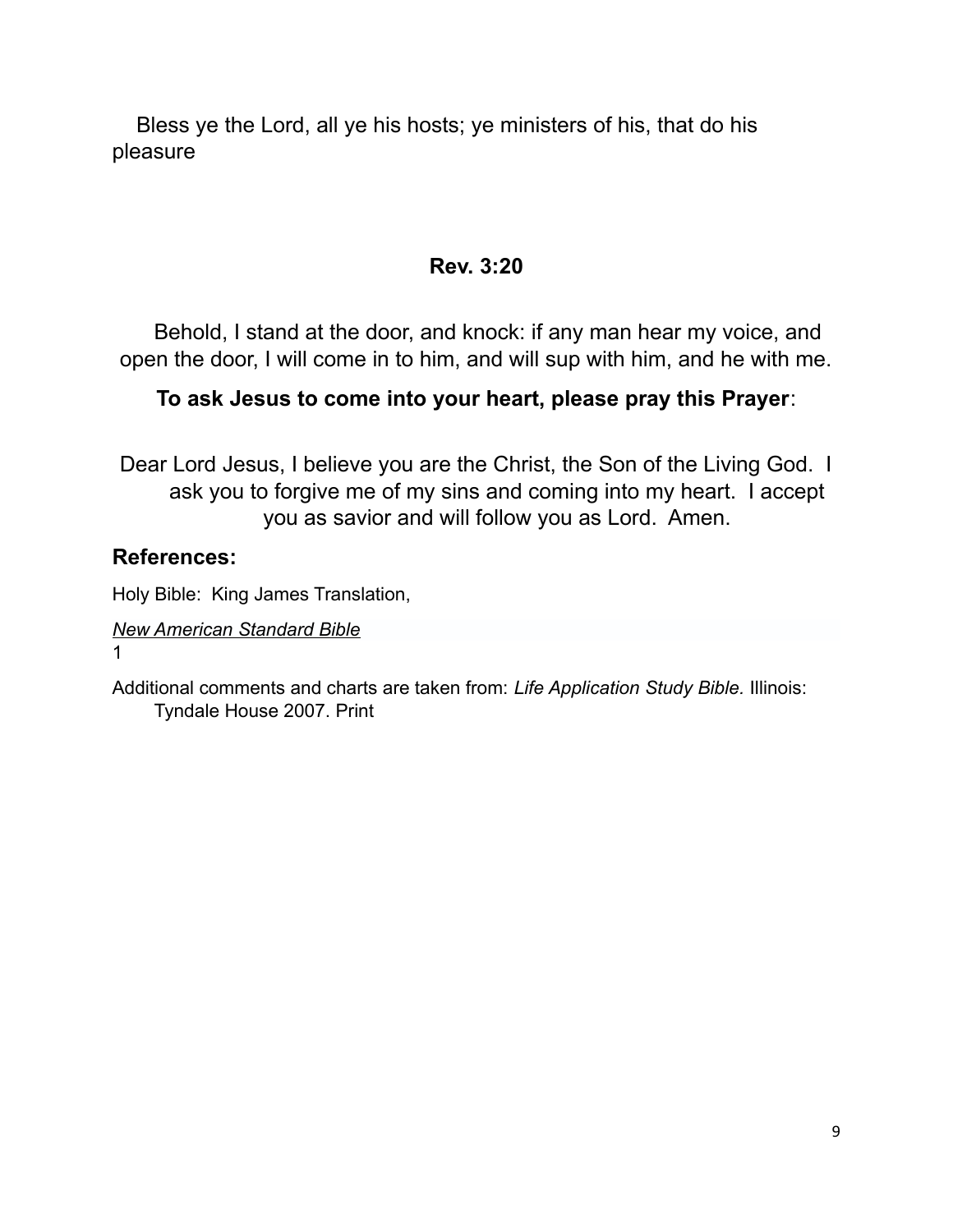Bless ye the Lord, all ye his hosts; ye ministers of his, that do his pleasure

**Rev. 3:20**

Behold, I stand at the door, and knock: if any man hear my voice, and open the door, I will come in to him, and will sup with him, and he with me.

**To ask Jesus to come into your heart, please pray this Prayer**:

Dear Lord Jesus, I believe you are the Christ, the Son of the Living God. I ask you to forgive me of my sins and coming into my heart. I accept you as savior and will follow you as Lord. Amen.

### References:

Holy Bible: King James Translation,

*New American Standard Bible*
1

Additional comments and charts are taken from: *Life Application Study Bible.* Illinois: Tyndale House 2007. Print